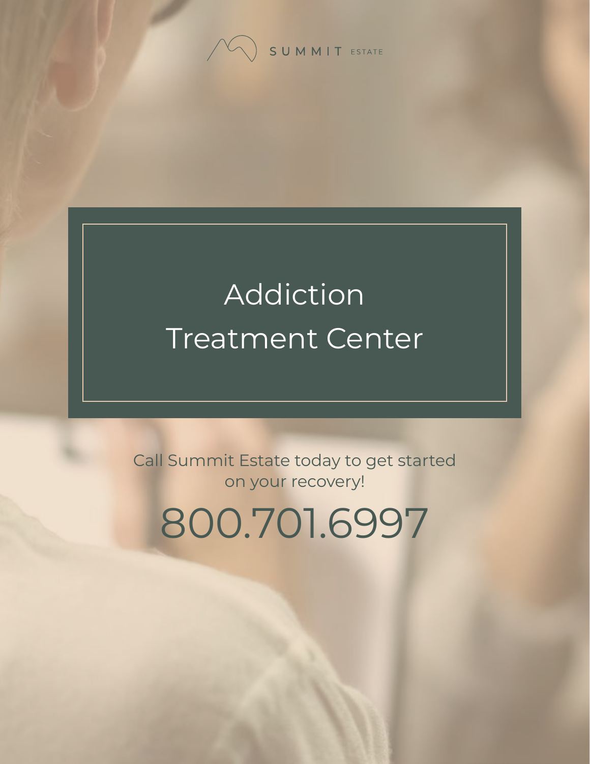SUMMIT ESTATE

# Addiction Treatment Center

Call Summit Estate today to get started on your recovery!

## 800.701.6997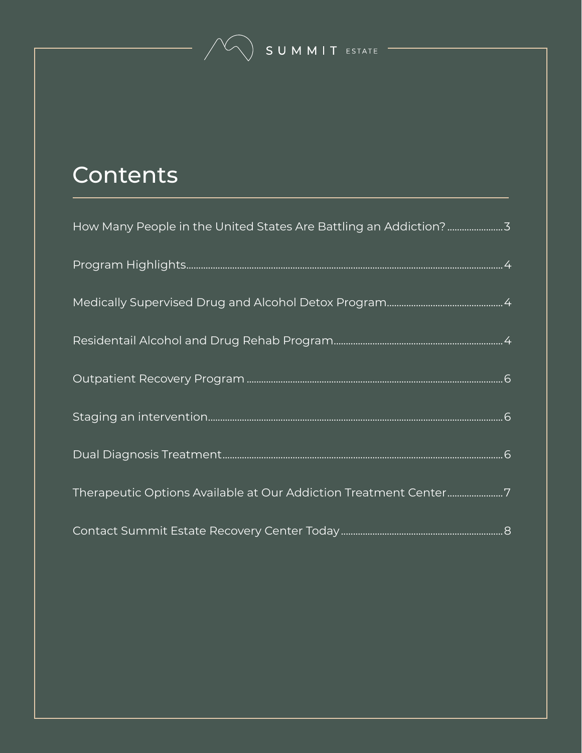# Contents

| | |
|---|---|
| How Many People in the United States Are Battling an Addiction? | 3 |
| Program Highlights | 4 |
| Medically Supervised Drug and Alcohol Detox Program | 4 |
| Residentail Alcohol and Drug Rehab Program | 4 |
| Outpatient Recovery Program | 6 |
| Staging an intervention | 6 |
| Dual Diagnosis Treatment | 6 |
| Therapeutic Options Available at Our Addiction Treatment Center | 7 |
| Contact Summit Estate Recovery Center Today | 8 |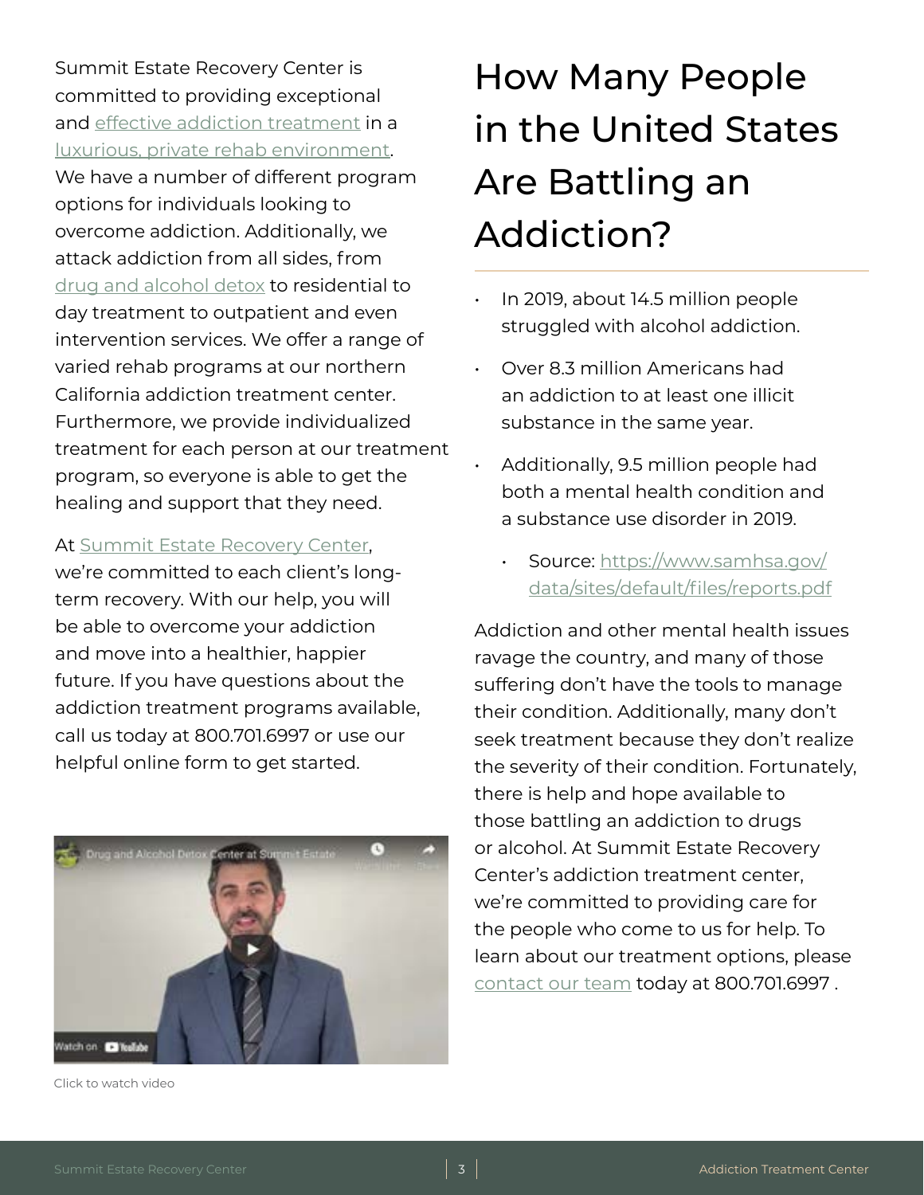Summit Estate Recovery Center is committed to providing exceptional and effective addiction treatment in a luxurious, private rehab environment. We have a number of different program options for individuals looking to overcome addiction. Additionally, we attack addiction from all sides, from drug and alcohol detox to residential to day treatment to outpatient and even intervention services. We offer a range of varied rehab programs at our northern California addiction treatment center. Furthermore, we provide individualized treatment for each person at our treatment program, so everyone is able to get the healing and support that they need.

At Summit Estate Recovery Center, we're committed to each client's long-term recovery. With our help, you will be able to overcome your addiction and move into a healthier, happier future. If you have questions about the addiction treatment programs available, call us today at 800.701.6997 or use our helpful online form to get started.

Click to watch video

# How Many People in the United States Are Battling an Addiction?

- In 2019, about 14.5 million people struggled with alcohol addiction.
- Over 8.3 million Americans had an addiction to at least one illicit substance in the same year.
- Additionally, 9.5 million people had both a mental health condition and a substance use disorder in 2019.
  - Source: https://www.samhsa.gov/data/sites/default/files/reports.pdf

Addiction and other mental health issues ravage the country, and many of those suffering don't have the tools to manage their condition. Additionally, many don't seek treatment because they don't realize the severity of their condition. Fortunately, there is help and hope available to those battling an addiction to drugs or alcohol. At Summit Estate Recovery Center's addiction treatment center, we're committed to providing care for the people who come to us for help. To learn about our treatment options, please contact our team today at 800.701.6997 .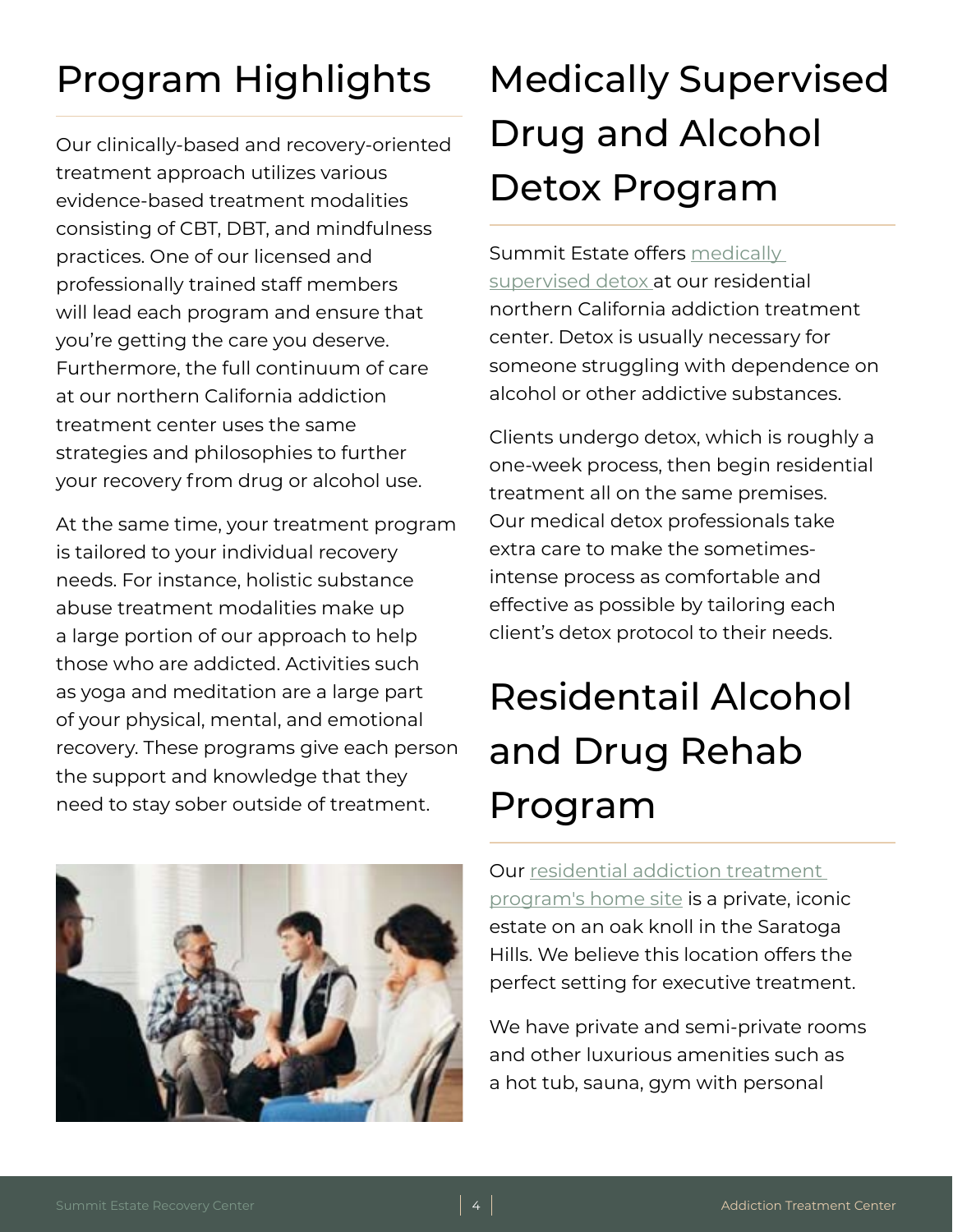## Program Highlights

Our clinically-based and recovery-oriented treatment approach utilizes various evidence-based treatment modalities consisting of CBT, DBT, and mindfulness practices. One of our licensed and professionally trained staff members will lead each program and ensure that you're getting the care you deserve. Furthermore, the full continuum of care at our northern California addiction treatment center uses the same strategies and philosophies to further your recovery from drug or alcohol use.

At the same time, your treatment program is tailored to your individual recovery needs. For instance, holistic substance abuse treatment modalities make up a large portion of our approach to help those who are addicted. Activities such as yoga and meditation are a large part of your physical, mental, and emotional recovery. These programs give each person the support and knowledge that they need to stay sober outside of treatment.

## Medically Supervised Drug and Alcohol Detox Program

Summit Estate offers medically supervised detox at our residential northern California addiction treatment center. Detox is usually necessary for someone struggling with dependence on alcohol or other addictive substances.

Clients undergo detox, which is roughly a one-week process, then begin residential treatment all on the same premises. Our medical detox professionals take extra care to make the sometimes-intense process as comfortable and effective as possible by tailoring each client's detox protocol to their needs.

## Residentail Alcohol and Drug Rehab Program

Our residential addiction treatment program's home site is a private, iconic estate on an oak knoll in the Saratoga Hills. We believe this location offers the perfect setting for executive treatment.

We have private and semi-private rooms and other luxurious amenities such as a hot tub, sauna, gym with personal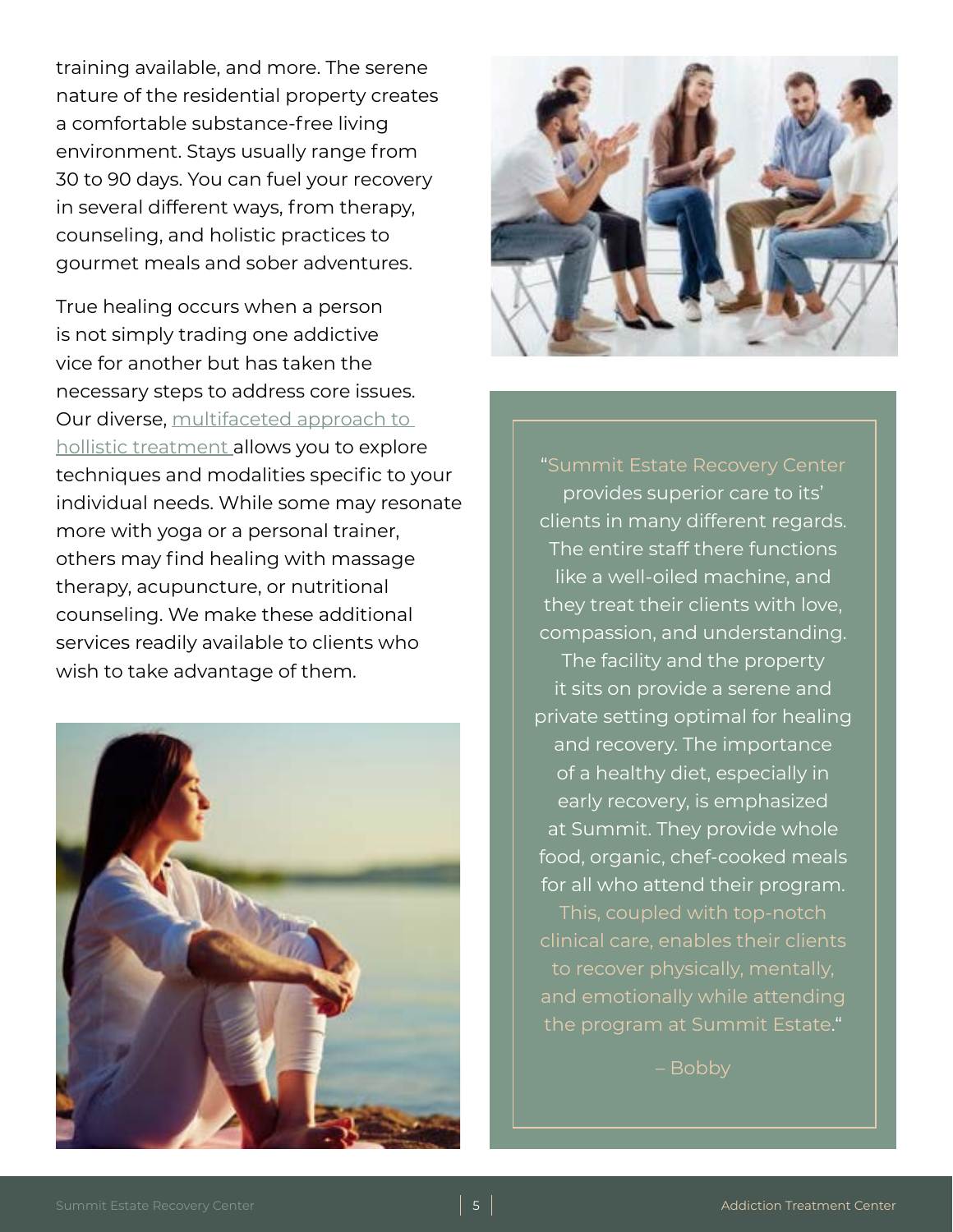training available, and more. The serene nature of the residential property creates a comfortable substance-free living environment. Stays usually range from 30 to 90 days. You can fuel your recovery in several different ways, from therapy, counseling, and holistic practices to gourmet meals and sober adventures.

True healing occurs when a person is not simply trading one addictive vice for another but has taken the necessary steps to address core issues. Our diverse, multifaceted approach to hollistic treatment allows you to explore techniques and modalities specific to your individual needs. While some may resonate more with yoga or a personal trainer, others may find healing with massage therapy, acupuncture, or nutritional counseling. We make these additional services readily available to clients who wish to take advantage of them.

> "Summit Estate Recovery Center provides superior care to its' clients in many different regards. The entire staff there functions like a well-oiled machine, and they treat their clients with love, compassion, and understanding. The facility and the property it sits on provide a serene and private setting optimal for healing and recovery. The importance of a healthy diet, especially in early recovery, is emphasized at Summit. They provide whole food, organic, chef-cooked meals for all who attend their program. This, coupled with top-notch clinical care, enables their clients to recover physically, mentally, and emotionally while attending the program at Summit Estate."
>
> – Bobby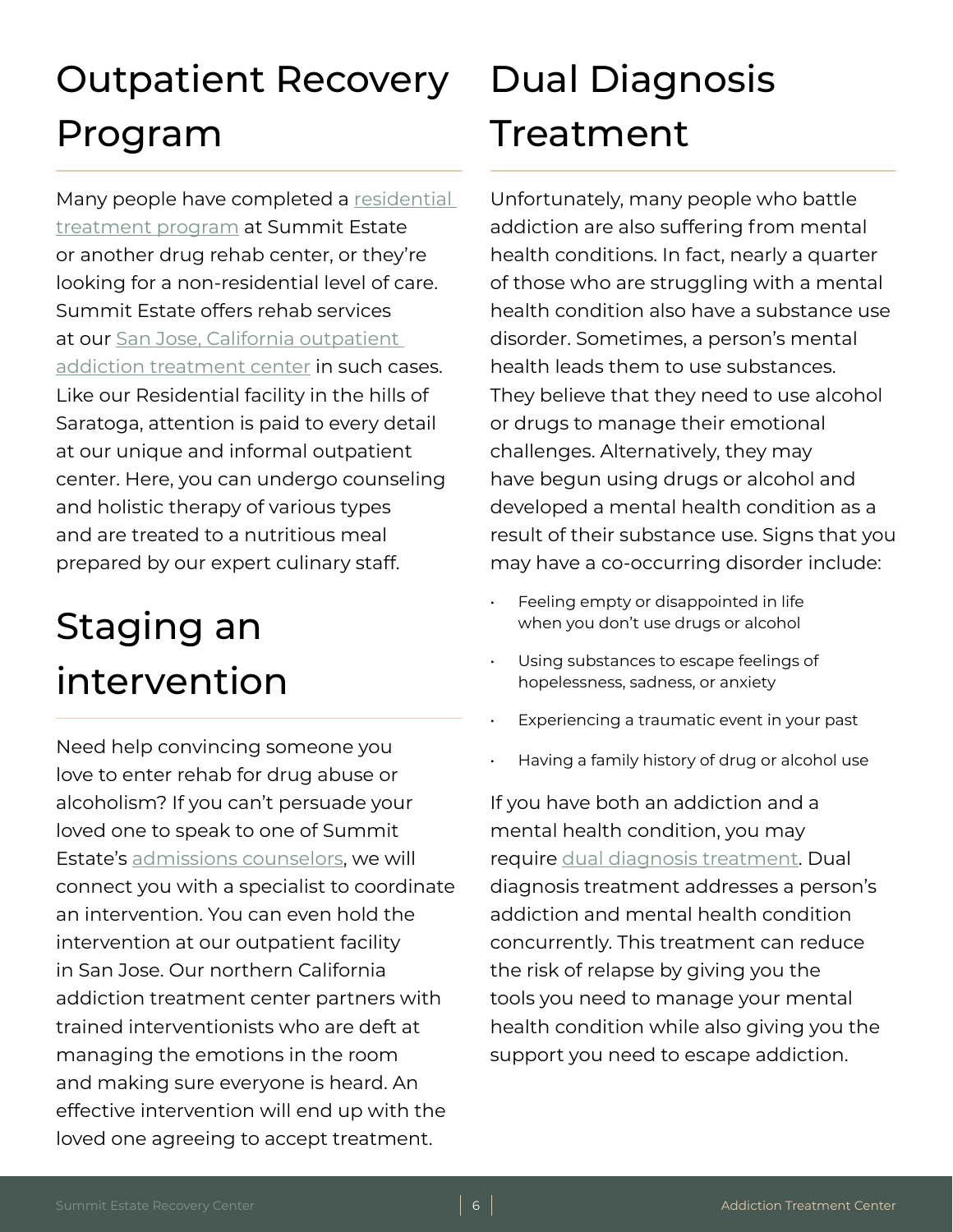## Outpatient Recovery Program

Many people have completed a residential treatment program at Summit Estate or another drug rehab center, or they're looking for a non-residential level of care. Summit Estate offers rehab services at our San Jose, California outpatient addiction treatment center in such cases. Like our Residential facility in the hills of Saratoga, attention is paid to every detail at our unique and informal outpatient center. Here, you can undergo counseling and holistic therapy of various types and are treated to a nutritious meal prepared by our expert culinary staff.

## Staging an intervention

Need help convincing someone you love to enter rehab for drug abuse or alcoholism? If you can't persuade your loved one to speak to one of Summit Estate's admissions counselors, we will connect you with a specialist to coordinate an intervention. You can even hold the intervention at our outpatient facility in San Jose. Our northern California addiction treatment center partners with trained interventionists who are deft at managing the emotions in the room and making sure everyone is heard. An effective intervention will end up with the loved one agreeing to accept treatment.

## Dual Diagnosis Treatment

Unfortunately, many people who battle addiction are also suffering from mental health conditions. In fact, nearly a quarter of those who are struggling with a mental health condition also have a substance use disorder. Sometimes, a person's mental health leads them to use substances. They believe that they need to use alcohol or drugs to manage their emotional challenges. Alternatively, they may have begun using drugs or alcohol and developed a mental health condition as a result of their substance use. Signs that you may have a co-occurring disorder include:

- Feeling empty or disappointed in life when you don't use drugs or alcohol
- Using substances to escape feelings of hopelessness, sadness, or anxiety
- Experiencing a traumatic event in your past
- Having a family history of drug or alcohol use

If you have both an addiction and a mental health condition, you may require dual diagnosis treatment. Dual diagnosis treatment addresses a person's addiction and mental health condition concurrently. This treatment can reduce the risk of relapse by giving you the tools you need to manage your mental health condition while also giving you the support you need to escape addiction.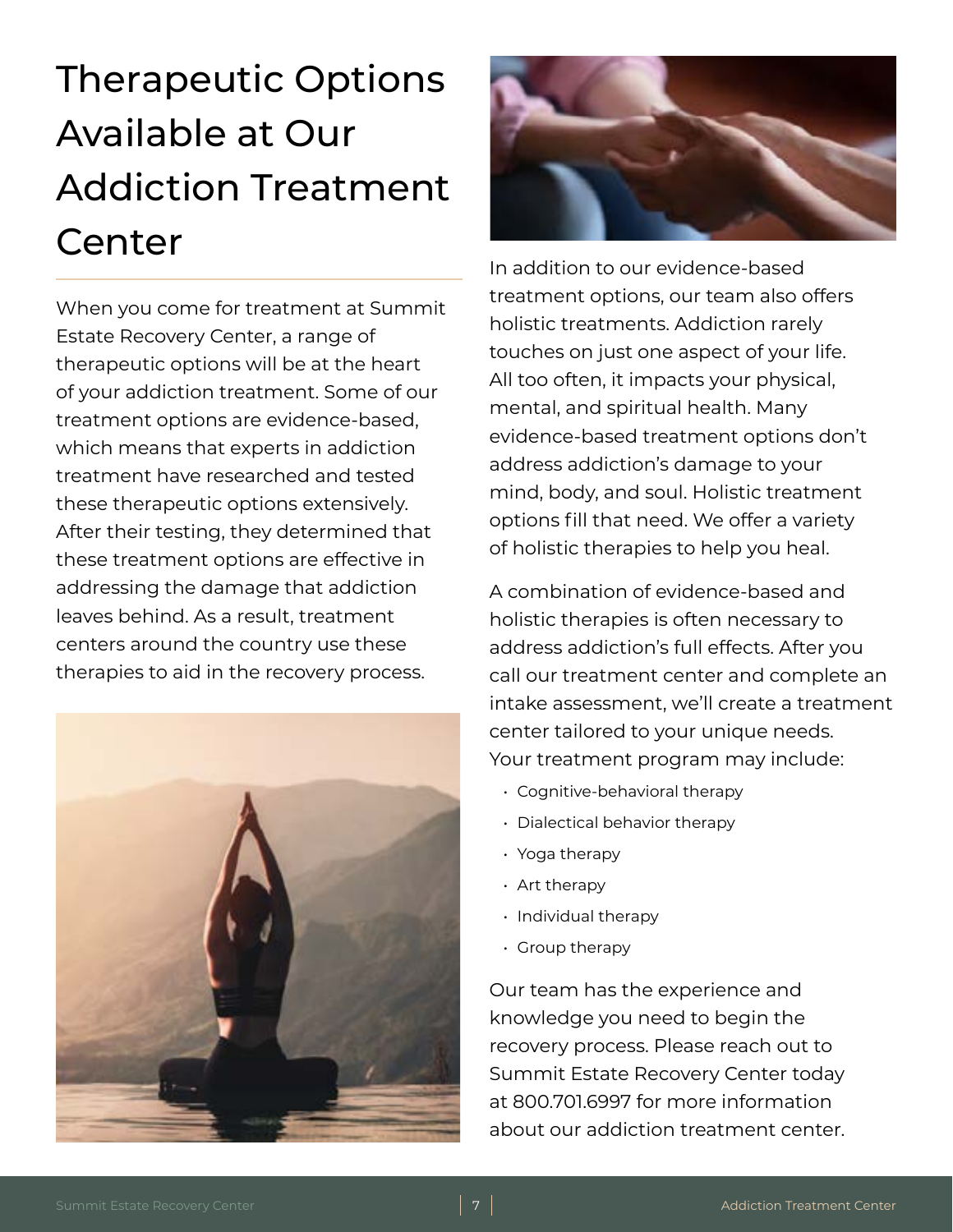# Therapeutic Options Available at Our Addiction Treatment Center

When you come for treatment at Summit Estate Recovery Center, a range of therapeutic options will be at the heart of your addiction treatment. Some of our treatment options are evidence-based, which means that experts in addiction treatment have researched and tested these therapeutic options extensively. After their testing, they determined that these treatment options are effective in addressing the damage that addiction leaves behind. As a result, treatment centers around the country use these therapies to aid in the recovery process.

In addition to our evidence-based treatment options, our team also offers holistic treatments. Addiction rarely touches on just one aspect of your life. All too often, it impacts your physical, mental, and spiritual health. Many evidence-based treatment options don't address addiction's damage to your mind, body, and soul. Holistic treatment options fill that need. We offer a variety of holistic therapies to help you heal.

A combination of evidence-based and holistic therapies is often necessary to address addiction's full effects. After you call our treatment center and complete an intake assessment, we'll create a treatment center tailored to your unique needs. Your treatment program may include:

- Cognitive-behavioral therapy
- Dialectical behavior therapy
- Yoga therapy
- Art therapy
- Individual therapy
- Group therapy

Our team has the experience and knowledge you need to begin the recovery process. Please reach out to Summit Estate Recovery Center today at 800.701.6997 for more information about our addiction treatment center.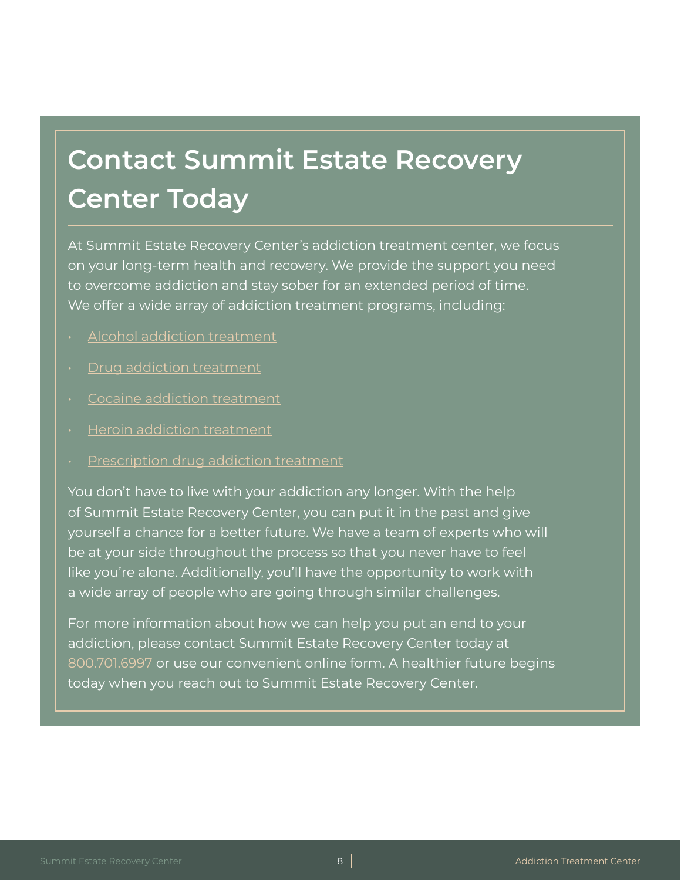# Contact Summit Estate Recovery Center Today

At Summit Estate Recovery Center's addiction treatment center, we focus on your long-term health and recovery. We provide the support you need to overcome addiction and stay sober for an extended period of time. We offer a wide array of addiction treatment programs, including:

- Alcohol addiction treatment
- Drug addiction treatment
- Cocaine addiction treatment
- Heroin addiction treatment
- Prescription drug addiction treatment

You don't have to live with your addiction any longer. With the help of Summit Estate Recovery Center, you can put it in the past and give yourself a chance for a better future. We have a team of experts who will be at your side throughout the process so that you never have to feel like you're alone. Additionally, you'll have the opportunity to work with a wide array of people who are going through similar challenges.

For more information about how we can help you put an end to your addiction, please contact Summit Estate Recovery Center today at 800.701.6997 or use our convenient online form. A healthier future begins today when you reach out to Summit Estate Recovery Center.